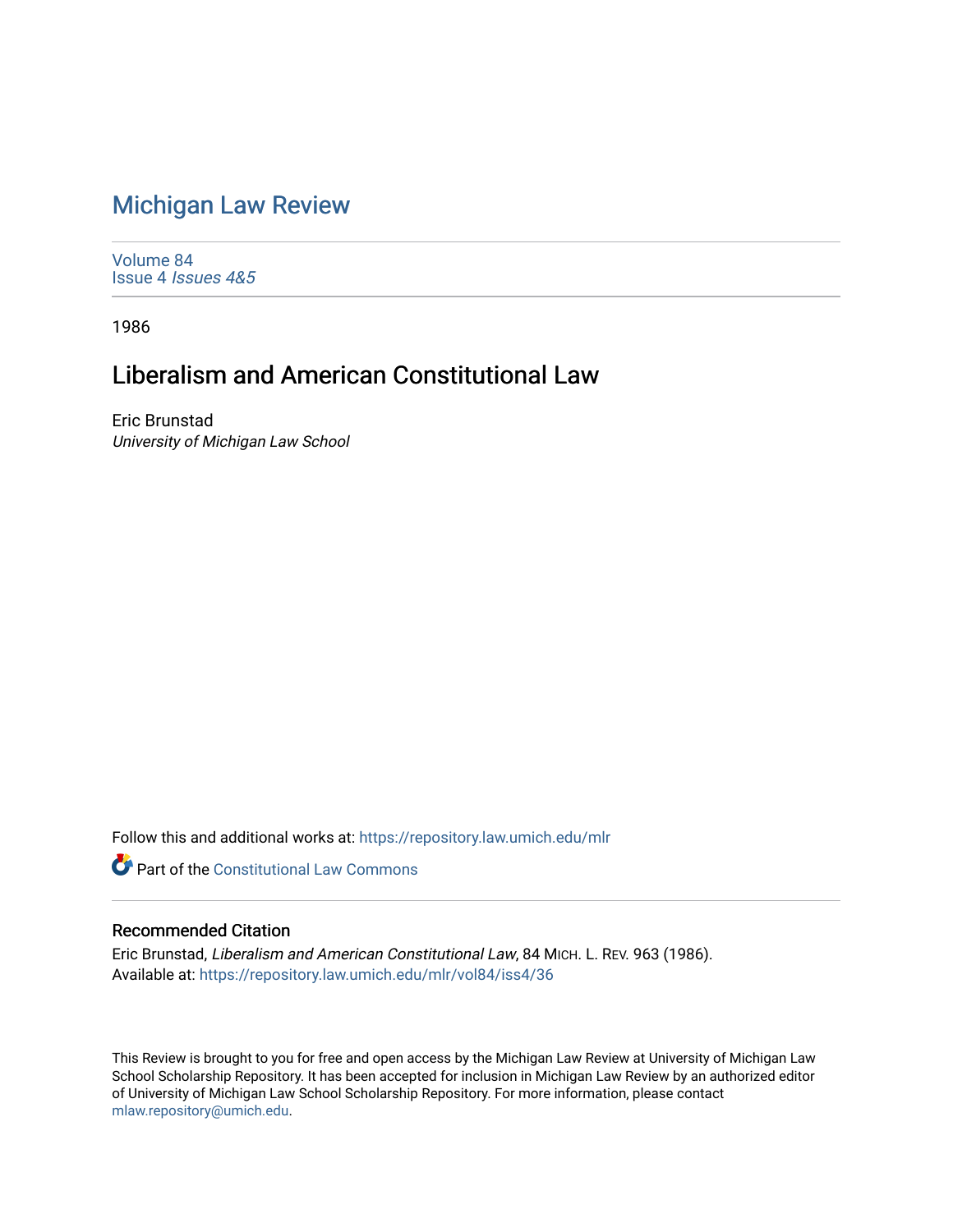# Michigan Law Review

Volume 84
Issue 4 *Issues 4&5*

1986

## Liberalism and American Constitutional Law

Eric Brunstad
*University of Michigan Law School*

Follow this and additional works at: https://repository.law.umich.edu/mlr

Part of the Constitutional Law Commons

### Recommended Citation

Eric Brunstad, *Liberalism and American Constitutional Law*, 84 MICH. L. REV. 963 (1986).
Available at: https://repository.law.umich.edu/mlr/vol84/iss4/36

This Review is brought to you for free and open access by the Michigan Law Review at University of Michigan Law School Scholarship Repository. It has been accepted for inclusion in Michigan Law Review by an authorized editor of University of Michigan Law School Scholarship Repository. For more information, please contact mlaw.repository@umich.edu.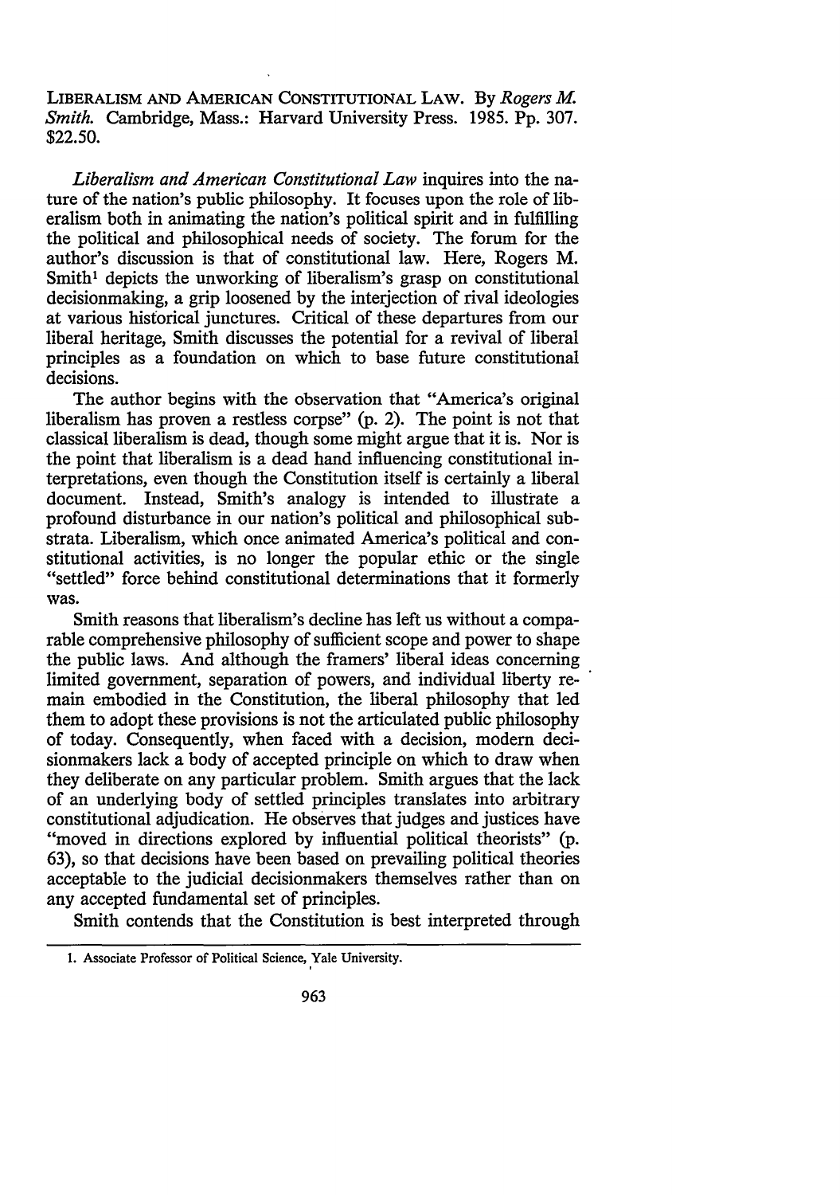LIBERALISM AND AMERICAN CONSTITUTIONAL LAW. By *Rogers M. Smith*. Cambridge, Mass.: Harvard University Press. 1985. Pp. 307. $22.50.

*Liberalism and American Constitutional Law* inquires into the nature of the nation's public philosophy. It focuses upon the role of liberalism both in animating the nation's political spirit and in fulfilling the political and philosophical needs of society. The forum for the author's discussion is that of constitutional law. Here, Rogers M. Smith[1] depicts the unworking of liberalism's grasp on constitutional decisionmaking, a grip loosened by the interjection of rival ideologies at various historical junctures. Critical of these departures from our liberal heritage, Smith discusses the potential for a revival of liberal principles as a foundation on which to base future constitutional decisions.

The author begins with the observation that "America's original liberalism has proven a restless corpse" (p. 2). The point is not that classical liberalism is dead, though some might argue that it is. Nor is the point that liberalism is a dead hand influencing constitutional interpretations, even though the Constitution itself is certainly a liberal document. Instead, Smith's analogy is intended to illustrate a profound disturbance in our nation's political and philosophical substrata. Liberalism, which once animated America's political and constitutional activities, is no longer the popular ethic or the single "settled" force behind constitutional determinations that it formerly was.

Smith reasons that liberalism's decline has left us without a comparable comprehensive philosophy of sufficient scope and power to shape the public laws. And although the framers' liberal ideas concerning limited government, separation of powers, and individual liberty remain embodied in the Constitution, the liberal philosophy that led them to adopt these provisions is not the articulated public philosophy of today. Consequently, when faced with a decision, modern decisionmakers lack a body of accepted principle on which to draw when they deliberate on any particular problem. Smith argues that the lack of an underlying body of settled principles translates into arbitrary constitutional adjudication. He observes that judges and justices have "moved in directions explored by influential political theorists" (p. 63), so that decisions have been based on prevailing political theories acceptable to the judicial decisionmakers themselves rather than on any accepted fundamental set of principles.

Smith contends that the Constitution is best interpreted through

---

1. Associate Professor of Political Science, Yale University.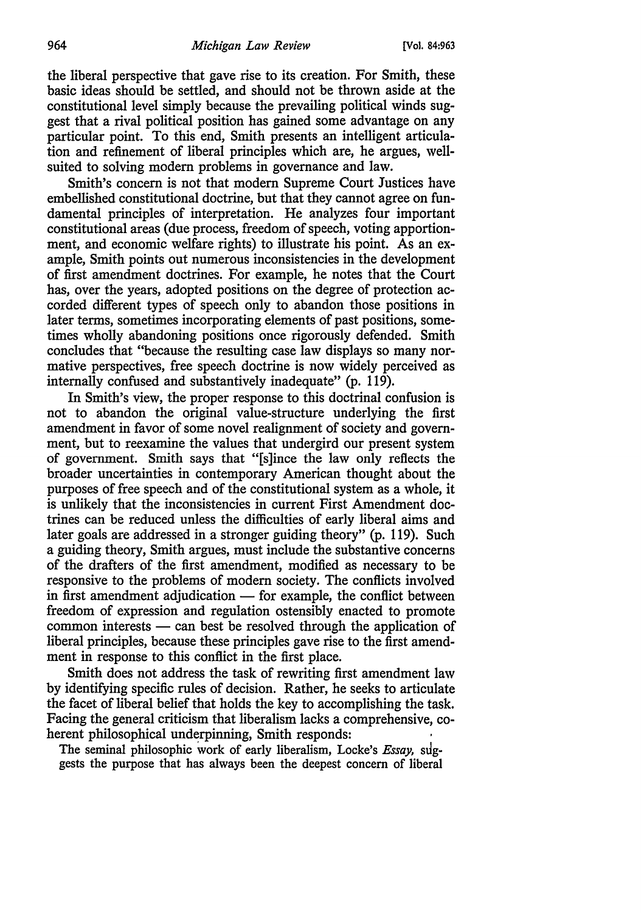the liberal perspective that gave rise to its creation. For Smith, these basic ideas should be settled, and should not be thrown aside at the constitutional level simply because the prevailing political winds suggest that a rival political position has gained some advantage on any particular point. To this end, Smith presents an intelligent articulation and refinement of liberal principles which are, he argues, well-suited to solving modern problems in governance and law.

Smith's concern is not that modern Supreme Court Justices have embellished constitutional doctrine, but that they cannot agree on fundamental principles of interpretation. He analyzes four important constitutional areas (due process, freedom of speech, voting apportionment, and economic welfare rights) to illustrate his point. As an example, Smith points out numerous inconsistencies in the development of first amendment doctrines. For example, he notes that the Court has, over the years, adopted positions on the degree of protection accorded different types of speech only to abandon those positions in later terms, sometimes incorporating elements of past positions, sometimes wholly abandoning positions once rigorously defended. Smith concludes that "because the resulting case law displays so many normative perspectives, free speech doctrine is now widely perceived as internally confused and substantively inadequate" (p. 119).

In Smith's view, the proper response to this doctrinal confusion is not to abandon the original value-structure underlying the first amendment in favor of some novel realignment of society and government, but to reexamine the values that undergird our present system of government. Smith says that "[s]ince the law only reflects the broader uncertainties in contemporary American thought about the purposes of free speech and of the constitutional system as a whole, it is unlikely that the inconsistencies in current First Amendment doctrines can be reduced unless the difficulties of early liberal aims and later goals are addressed in a stronger guiding theory" (p. 119). Such a guiding theory, Smith argues, must include the substantive concerns of the drafters of the first amendment, modified as necessary to be responsive to the problems of modern society. The conflicts involved in first amendment adjudication — for example, the conflict between freedom of expression and regulation ostensibly enacted to promote common interests — can best be resolved through the application of liberal principles, because these principles gave rise to the first amendment in response to this conflict in the first place.

Smith does not address the task of rewriting first amendment law by identifying specific rules of decision. Rather, he seeks to articulate the facet of liberal belief that holds the key to accomplishing the task. Facing the general criticism that liberalism lacks a comprehensive, coherent philosophical underpinning, Smith responds:

> The seminal philosophic work of early liberalism, Locke's *Essay*, suggests the purpose that has always been the deepest concern of liberal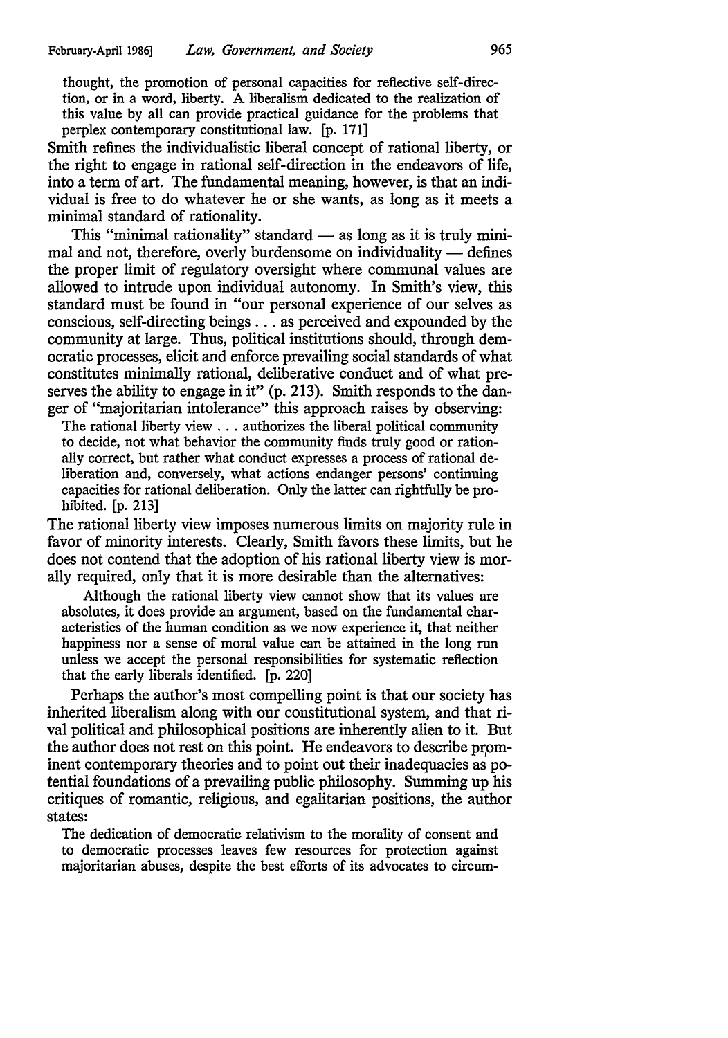> thought, the promotion of personal capacities for reflective self-direction, or in a word, liberty. A liberalism dedicated to the realization of this value by all can provide practical guidance for the problems that perplex contemporary constitutional law. [p. 171]

Smith refines the individualistic liberal concept of rational liberty, or the right to engage in rational self-direction in the endeavors of life, into a term of art. The fundamental meaning, however, is that an individual is free to do whatever he or she wants, as long as it meets a minimal standard of rationality.

This "minimal rationality" standard — as long as it is truly minimal and not, therefore, overly burdensome on individuality — defines the proper limit of regulatory oversight where communal values are allowed to intrude upon individual autonomy. In Smith's view, this standard must be found in "our personal experience of our selves as conscious, self-directing beings . . . as perceived and expounded by the community at large. Thus, political institutions should, through democratic processes, elicit and enforce prevailing social standards of what constitutes minimally rational, deliberative conduct and of what preserves the ability to engage in it" (p. 213). Smith responds to the danger of "majoritarian intolerance" this approach raises by observing:

> The rational liberty view . . . authorizes the liberal political community to decide, not what behavior the community finds truly good or rationally correct, but rather what conduct expresses a process of rational deliberation and, conversely, what actions endanger persons' continuing capacities for rational deliberation. Only the latter can rightfully be prohibited. [p. 213]

The rational liberty view imposes numerous limits on majority rule in favor of minority interests. Clearly, Smith favors these limits, but he does not contend that the adoption of his rational liberty view is morally required, only that it is more desirable than the alternatives:

> Although the rational liberty view cannot show that its values are absolutes, it does provide an argument, based on the fundamental characteristics of the human condition as we now experience it, that neither happiness nor a sense of moral value can be attained in the long run unless we accept the personal responsibilities for systematic reflection that the early liberals identified. [p. 220]

Perhaps the author's most compelling point is that our society has inherited liberalism along with our constitutional system, and that rival political and philosophical positions are inherently alien to it. But the author does not rest on this point. He endeavors to describe prominent contemporary theories and to point out their inadequacies as potential foundations of a prevailing public philosophy. Summing up his critiques of romantic, religious, and egalitarian positions, the author states:

> The dedication of democratic relativism to the morality of consent and to democratic processes leaves few resources for protection against majoritarian abuses, despite the best efforts of its advocates to circum-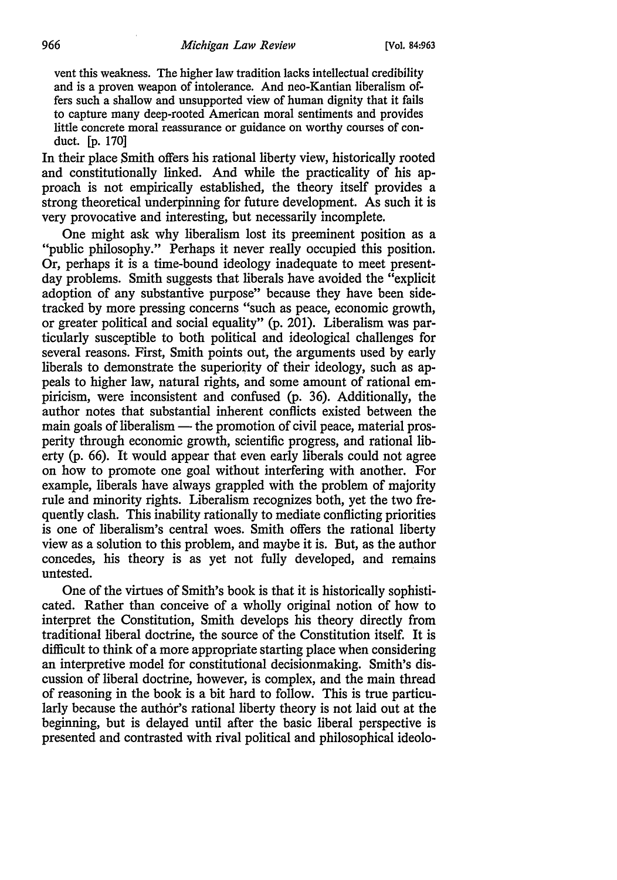vent this weakness. The higher law tradition lacks intellectual credibility and is a proven weapon of intolerance. And neo-Kantian liberalism offers such a shallow and unsupported view of human dignity that it fails to capture many deep-rooted American moral sentiments and provides little concrete moral reassurance or guidance on worthy courses of conduct. [p. 170]

In their place Smith offers his rational liberty view, historically rooted and constitutionally linked. And while the practicality of his approach is not empirically established, the theory itself provides a strong theoretical underpinning for future development. As such it is very provocative and interesting, but necessarily incomplete.

One might ask why liberalism lost its preeminent position as a "public philosophy." Perhaps it never really occupied this position. Or, perhaps it is a time-bound ideology inadequate to meet present-day problems. Smith suggests that liberals have avoided the "explicit adoption of any substantive purpose" because they have been side-tracked by more pressing concerns "such as peace, economic growth, or greater political and social equality" (p. 201). Liberalism was particularly susceptible to both political and ideological challenges for several reasons. First, Smith points out, the arguments used by early liberals to demonstrate the superiority of their ideology, such as appeals to higher law, natural rights, and some amount of rational empiricism, were inconsistent and confused (p. 36). Additionally, the author notes that substantial inherent conflicts existed between the main goals of liberalism — the promotion of civil peace, material prosperity through economic growth, scientific progress, and rational liberty (p. 66). It would appear that even early liberals could not agree on how to promote one goal without interfering with another. For example, liberals have always grappled with the problem of majority rule and minority rights. Liberalism recognizes both, yet the two frequently clash. This inability rationally to mediate conflicting priorities is one of liberalism's central woes. Smith offers the rational liberty view as a solution to this problem, and maybe it is. But, as the author concedes, his theory is as yet not fully developed, and remains untested.

One of the virtues of Smith's book is that it is historically sophisticated. Rather than conceive of a wholly original notion of how to interpret the Constitution, Smith develops his theory directly from traditional liberal doctrine, the source of the Constitution itself. It is difficult to think of a more appropriate starting place when considering an interpretive model for constitutional decisionmaking. Smith's discussion of liberal doctrine, however, is complex, and the main thread of reasoning in the book is a bit hard to follow. This is true particularly because the author's rational liberty theory is not laid out at the beginning, but is delayed until after the basic liberal perspective is presented and contrasted with rival political and philosophical ideolo-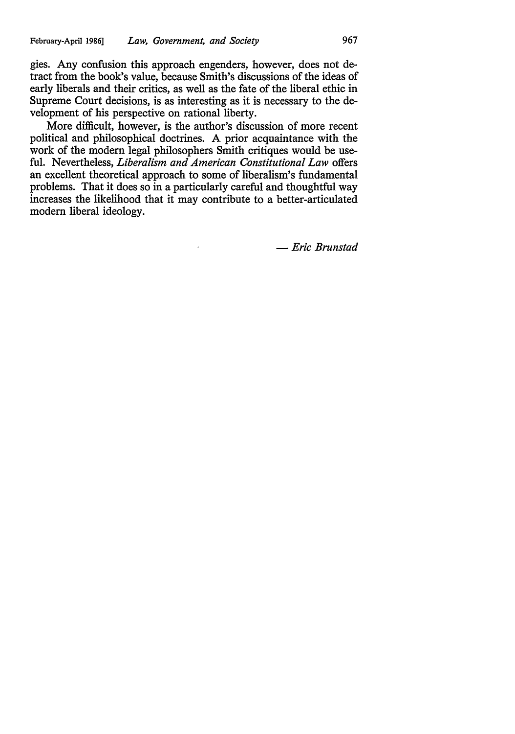gies. Any confusion this approach engenders, however, does not detract from the book's value, because Smith's discussions of the ideas of early liberals and their critics, as well as the fate of the liberal ethic in Supreme Court decisions, is as interesting as it is necessary to the development of his perspective on rational liberty.

More difficult, however, is the author's discussion of more recent political and philosophical doctrines. A prior acquaintance with the work of the modern legal philosophers Smith critiques would be useful. Nevertheless, *Liberalism and American Constitutional Law* offers an excellent theoretical approach to some of liberalism's fundamental problems. That it does so in a particularly careful and thoughtful way increases the likelihood that it may contribute to a better-articulated modern liberal ideology.

— *Eric Brunstad*